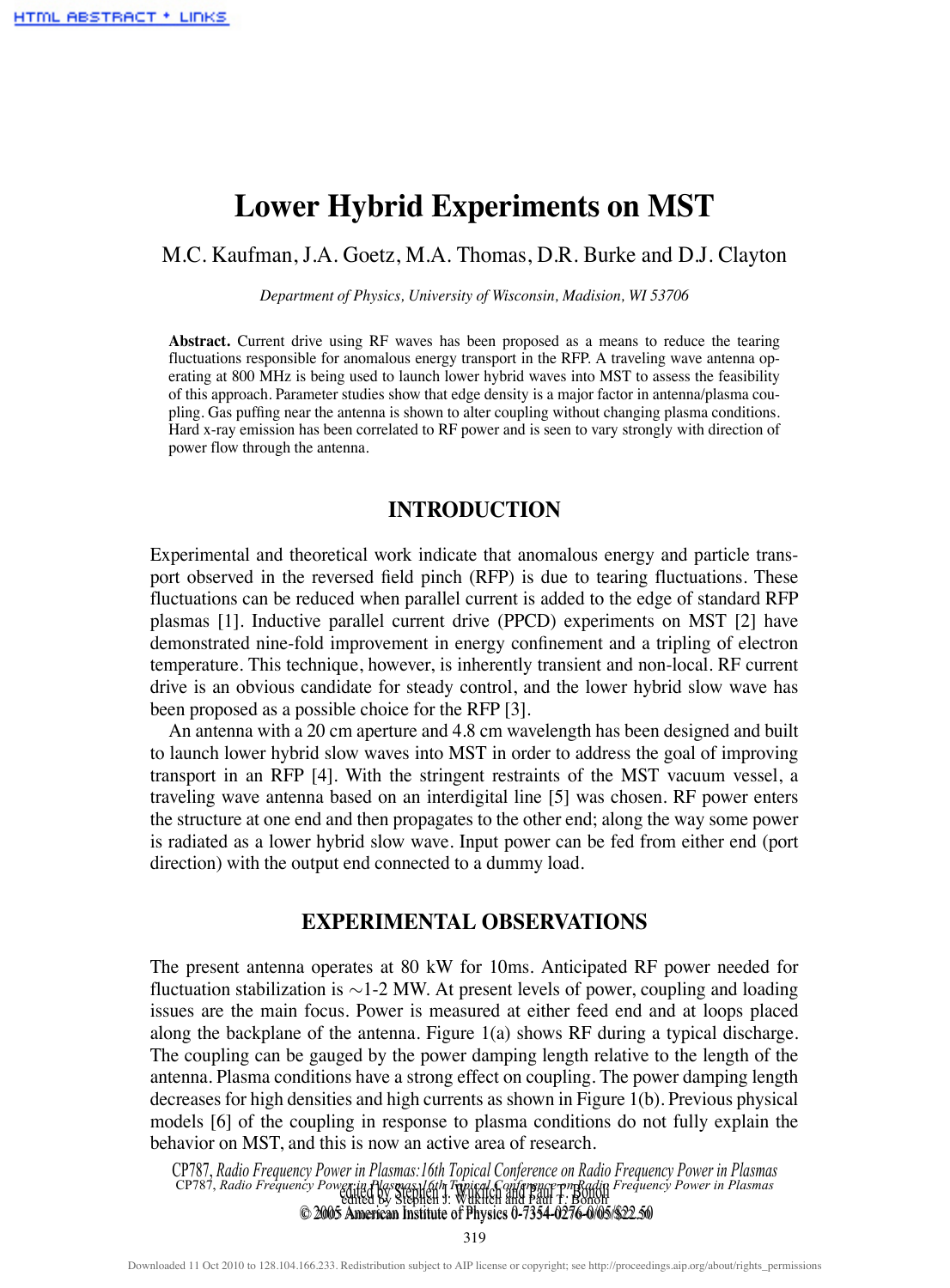# Lower Hybrid Experiments on MST

M.C. Kaufman, J.A. Goetz, M.A. Thomas, D.R. Burke and D.J. Clayton

*Department of Physics, University of Wisconsin, Madision, WI 53706*

**Abstract.** Current drive using RF waves has been proposed as a means to reduce the tearing fluctuations responsible for anomalous energy transport in the RFP. A traveling wave antenna operating at 800 MHz is being used to launch lower hybrid waves into MST to assess the feasibility of this approach. Parameter studies show that edge density is a major factor in antenna/plasma coupling. Gas puffing near the antenna is shown to alter coupling without changing plasma conditions. Hard x-ray emission has been correlated to RF power and is seen to vary strongly with direction of power flow through the antenna.

## INTRODUCTION

Experimental and theoretical work indicate that anomalous energy and particle transport observed in the reversed field pinch (RFP) is due to tearing fluctuations. These fluctuations can be reduced when parallel current is added to the edge of standard RFP plasmas [1]. Inductive parallel current drive (PPCD) experiments on MST [2] have demonstrated nine-fold improvement in energy confinement and a tripling of electron temperature. This technique, however, is inherently transient and non-local. RF current drive is an obvious candidate for steady control, and the lower hybrid slow wave has been proposed as a possible choice for the RFP [3].

An antenna with a 20 cm aperture and 4.8 cm wavelength has been designed and built to launch lower hybrid slow waves into MST in order to address the goal of improving transport in an RFP [4]. With the stringent restraints of the MST vacuum vessel, a traveling wave antenna based on an interdigital line [5] was chosen. RF power enters the structure at one end and then propagates to the other end; along the way some power is radiated as a lower hybrid slow wave. Input power can be fed from either end (port direction) with the output end connected to a dummy load.

## EXPERIMENTAL OBSERVATIONS

The present antenna operates at 80 kW for 10ms. Anticipated RF power needed for fluctuation stabilization is ~1-2 MW. At present levels of power, coupling and loading issues are the main focus. Power is measured at either feed end and at loops placed along the backplane of the antenna. Figure 1(a) shows RF during a typical discharge. The coupling can be gauged by the power damping length relative to the length of the antenna. Plasma conditions have a strong effect on coupling. The power damping length decreases for high densities and high currents as shown in Figure 1(b). Previous physical models [6] of the coupling in response to plasma conditions do not fully explain the behavior on MST, and this is now an active area of research.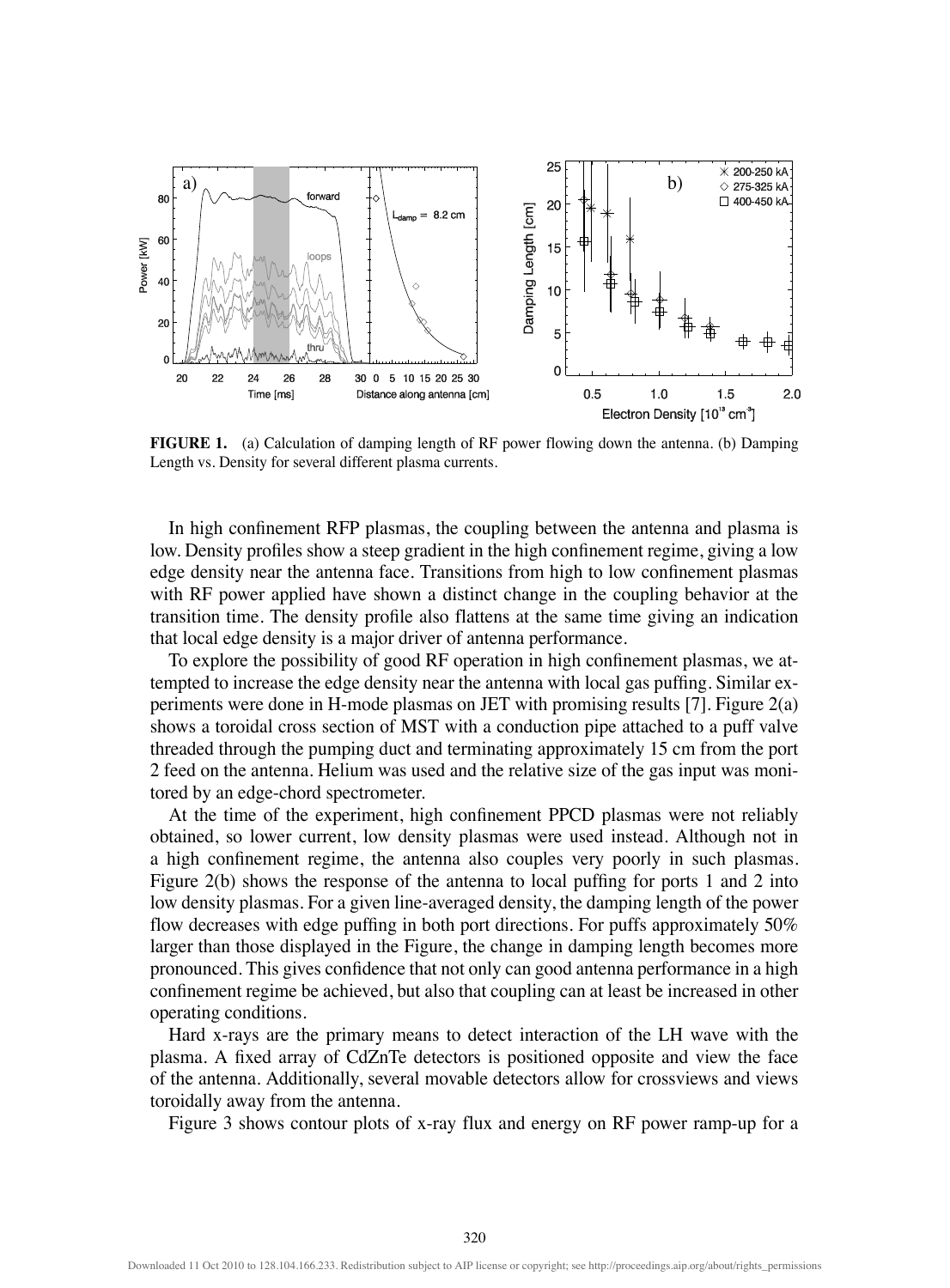**FIGURE 1.** (a) Calculation of damping length of RF power flowing down the antenna. (b) Damping Length vs. Density for several different plasma currents.

In high confinement RFP plasmas, the coupling between the antenna and plasma is low. Density profiles show a steep gradient in the high confinement regime, giving a low edge density near the antenna face. Transitions from high to low confinement plasmas with RF power applied have shown a distinct change in the coupling behavior at the transition time. The density profile also flattens at the same time giving an indication that local edge density is a major driver of antenna performance.

To explore the possibility of good RF operation in high confinement plasmas, we attempted to increase the edge density near the antenna with local gas puffing. Similar experiments were done in H-mode plasmas on JET with promising results [7]. Figure 2(a) shows a toroidal cross section of MST with a conduction pipe attached to a puff valve threaded through the pumping duct and terminating approximately 15 cm from the port 2 feed on the antenna. Helium was used and the relative size of the gas input was monitored by an edge-chord spectrometer.

At the time of the experiment, high confinement PPCD plasmas were not reliably obtained, so lower current, low density plasmas were used instead. Although not in a high confinement regime, the antenna also couples very poorly in such plasmas. Figure 2(b) shows the response of the antenna to local puffing for ports 1 and 2 into low density plasmas. For a given line-averaged density, the damping length of the power flow decreases with edge puffing in both port directions. For puffs approximately 50% larger than those displayed in the Figure, the change in damping length becomes more pronounced. This gives confidence that not only can good antenna performance in a high confinement regime be achieved, but also that coupling can at least be increased in other operating conditions.

Hard x-rays are the primary means to detect interaction of the LH wave with the plasma. A fixed array of CdZnTe detectors is positioned opposite and view the face of the antenna. Additionally, several movable detectors allow for crossviews and views toroidally away from the antenna.

Figure 3 shows contour plots of x-ray flux and energy on RF power ramp-up for a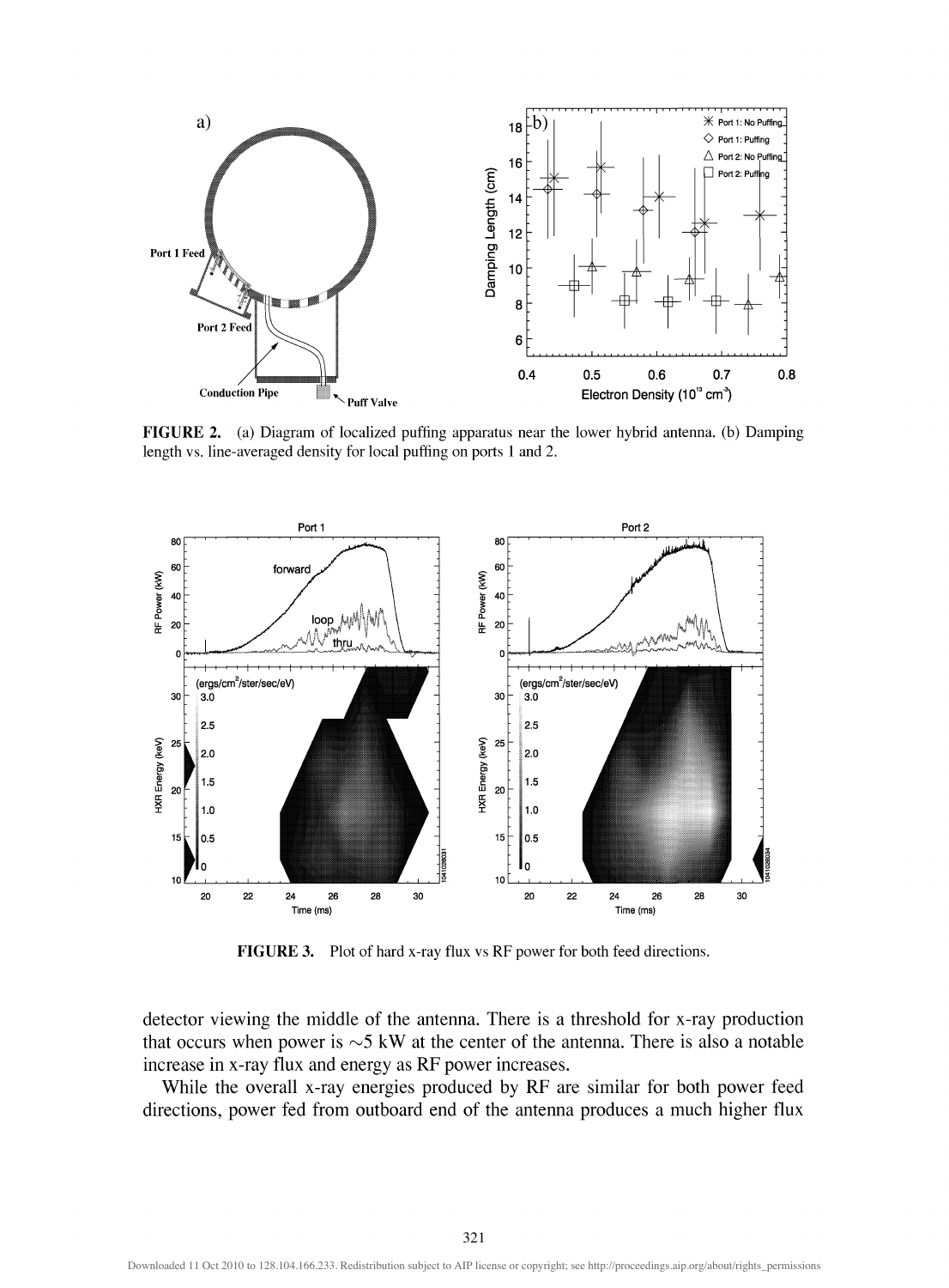**FIGURE 2.** (a) Diagram of localized puffing apparatus near the lower hybrid antenna. (b) Damping length vs. line-averaged density for local puffing on ports 1 and 2.

**FIGURE 3.** Plot of hard x-ray flux vs RF power for both feed directions.

detector viewing the middle of the antenna. There is a threshold for x-ray production that occurs when power is ~5 kW at the center of the antenna. There is also a notable increase in x-ray flux and energy as RF power increases.

While the overall x-ray energies produced by RF are similar for both power feed directions, power fed from outboard end of the antenna produces a much higher flux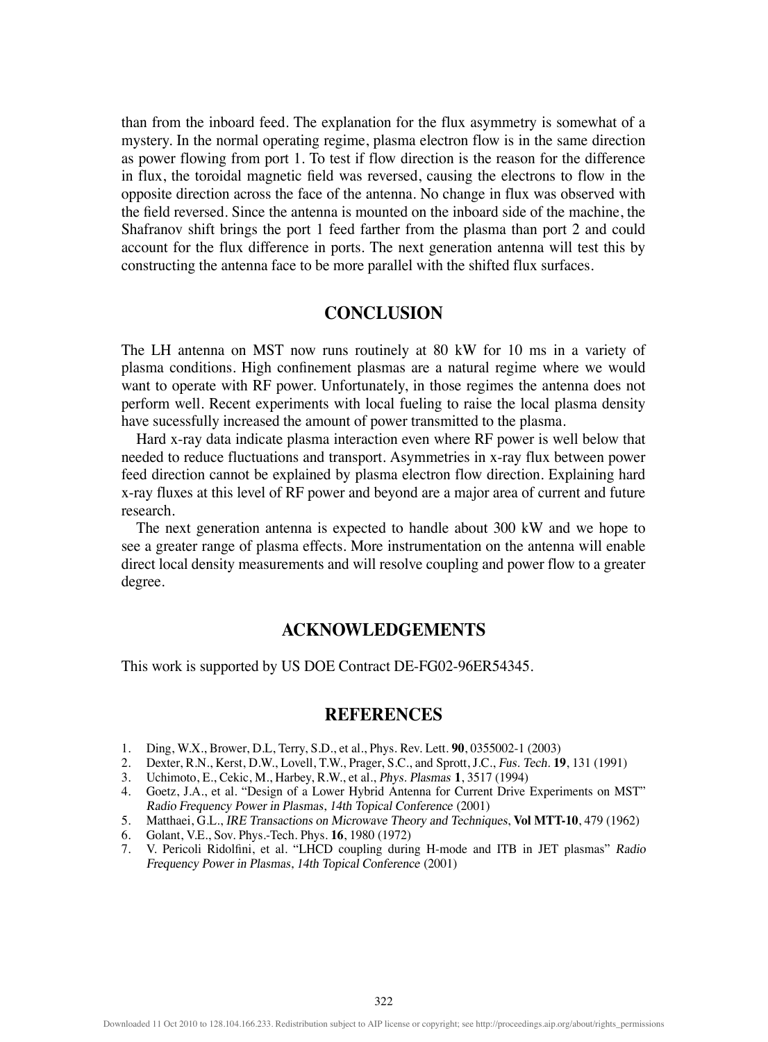than from the inboard feed. The explanation for the flux asymmetry is somewhat of a mystery. In the normal operating regime, plasma electron flow is in the same direction as power flowing from port 1. To test if flow direction is the reason for the difference in flux, the toroidal magnetic field was reversed, causing the electrons to flow in the opposite direction across the face of the antenna. No change in flux was observed with the field reversed. Since the antenna is mounted on the inboard side of the machine, the Shafranov shift brings the port 1 feed farther from the plasma than port 2 and could account for the flux difference in ports. The next generation antenna will test this by constructing the antenna face to be more parallel with the shifted flux surfaces.

## CONCLUSION

The LH antenna on MST now runs routinely at 80 kW for 10 ms in a variety of plasma conditions. High confinement plasmas are a natural regime where we would want to operate with RF power. Unfortunately, in those regimes the antenna does not perform well. Recent experiments with local fueling to raise the local plasma density have sucessfully increased the amount of power transmitted to the plasma.

Hard x-ray data indicate plasma interaction even where RF power is well below that needed to reduce fluctuations and transport. Asymmetries in x-ray flux between power feed direction cannot be explained by plasma electron flow direction. Explaining hard x-ray fluxes at this level of RF power and beyond are a major area of current and future research.

The next generation antenna is expected to handle about 300 kW and we hope to see a greater range of plasma effects. More instrumentation on the antenna will enable direct local density measurements and will resolve coupling and power flow to a greater degree.

## ACKNOWLEDGEMENTS

This work is supported by US DOE Contract DE-FG02-96ER54345.

## REFERENCES

1. Ding, W.X., Brower, D.L, Terry, S.D., et al., Phys. Rev. Lett. **90**, 0355002-1 (2003)
2. Dexter, R.N., Kerst, D.W., Lovell, T.W., Prager, S.C., and Sprott, J.C., *Fus. Tech.* **19**, 131 (1991)
3. Uchimoto, E., Cekic, M., Harbey, R.W., et al., *Phys. Plasmas* **1**, 3517 (1994)
4. Goetz, J.A., et al. "Design of a Lower Hybrid Antenna for Current Drive Experiments on MST" *Radio Frequency Power in Plasmas, 14th Topical Conference* (2001)
5. Matthaei, G.L., *IRE Transactions on Microwave Theory and Techniques*, **Vol MTT-10**, 479 (1962)
6. Golant, V.E., Sov. Phys.-Tech. Phys. **16**, 1980 (1972)
7. V. Pericoli Ridolfini, et al. "LHCD coupling during H-mode and ITB in JET plasmas" *Radio Frequency Power in Plasmas, 14th Topical Conference* (2001)